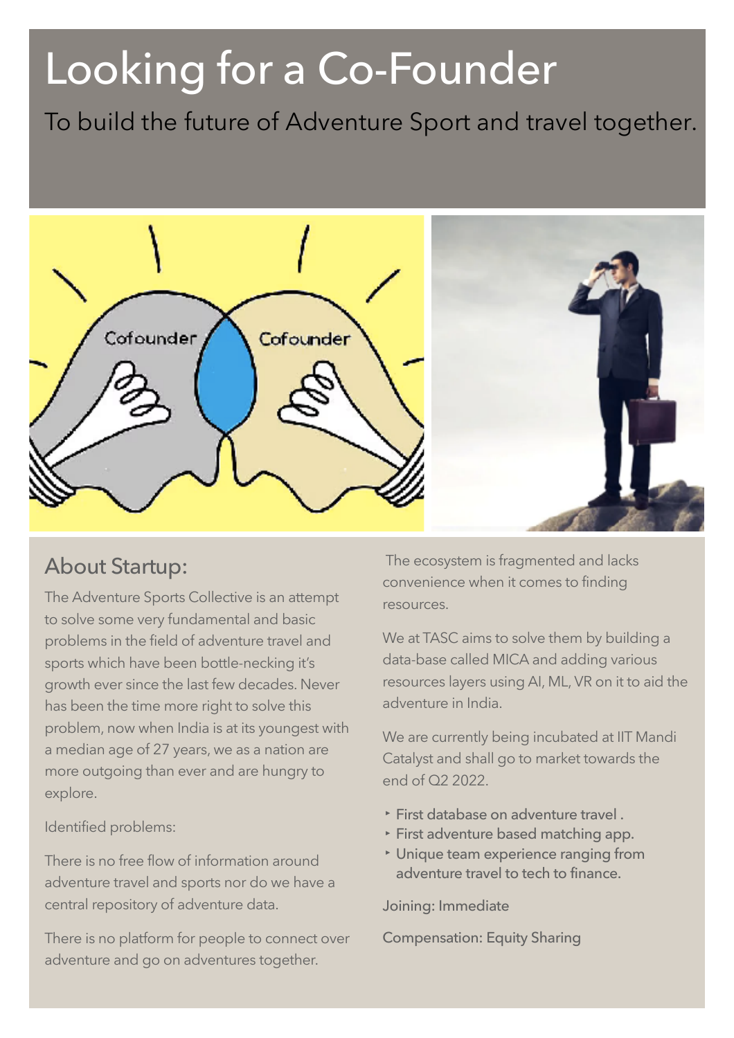# Looking for a Co-Founder

To build the future of Adventure Sport and travel together.

## About Startup:

The Adventure Sports Collective is an attempt to solve some very fundamental and basic problems in the field of adventure travel and sports which have been bottle-necking it's growth ever since the last few decades. Never has been the time more right to solve this problem, now when India is at its youngest with a median age of 27 years, we as a nation are more outgoing than ever and are hungry to explore.

Identified problems:

There is no free flow of information around adventure travel and sports nor do we have a central repository of adventure data.

There is no platform for people to connect over adventure and go on adventures together.

The ecosystem is fragmented and lacks convenience when it comes to finding resources.

We at TASC aims to solve them by building a data-base called MICA and adding various resources layers using AI, ML, VR on it to aid the adventure in India.

We are currently being incubated at IIT Mandi Catalyst and shall go to market towards the end of Q2 2022.

- First database on adventure travel .
- First adventure based matching app.
- Unique team experience ranging from adventure travel to tech to finance.

Joining: Immediate

Compensation: Equity Sharing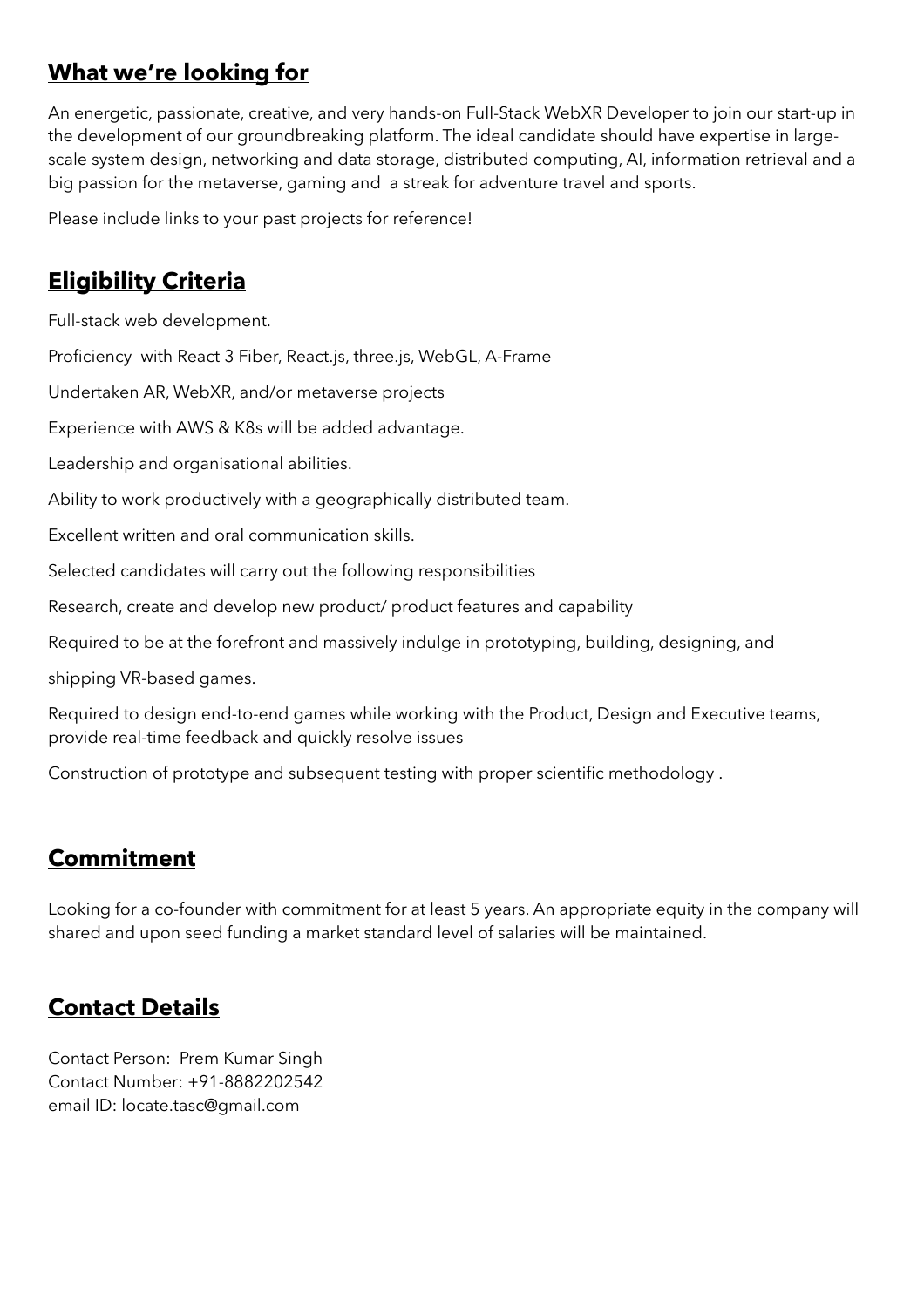## **What we're looking for**

An energetic, passionate, creative, and very hands-on Full-Stack WebXR Developer to join our start-up in the development of our groundbreaking platform. The ideal candidate should have expertise in large-scale system design, networking and data storage, distributed computing, AI, information retrieval and a big passion for the metaverse, gaming and a streak for adventure travel and sports.

Please include links to your past projects for reference!

## **Eligibility Criteria**

Full-stack web development.

Proficiency with React 3 Fiber, React.js, three.js, WebGL, A-Frame

Undertaken AR, WebXR, and/or metaverse projects

Experience with AWS & K8s will be added advantage.

Leadership and organisational abilities.

Ability to work productively with a geographically distributed team.

Excellent written and oral communication skills.

Selected candidates will carry out the following responsibilities

Research, create and develop new product/ product features and capability

Required to be at the forefront and massively indulge in prototyping, building, designing, and

shipping VR-based games.

Required to design end-to-end games while working with the Product, Design and Executive teams, provide real-time feedback and quickly resolve issues

Construction of prototype and subsequent testing with proper scientific methodology .

## **Commitment**

Looking for a co-founder with commitment for at least 5 years. An appropriate equity in the company will shared and upon seed funding a market standard level of salaries will be maintained.

## **Contact Details**

Contact Person: Prem Kumar Singh
Contact Number: +91-8882202542
email ID: locate.tasc@gmail.com